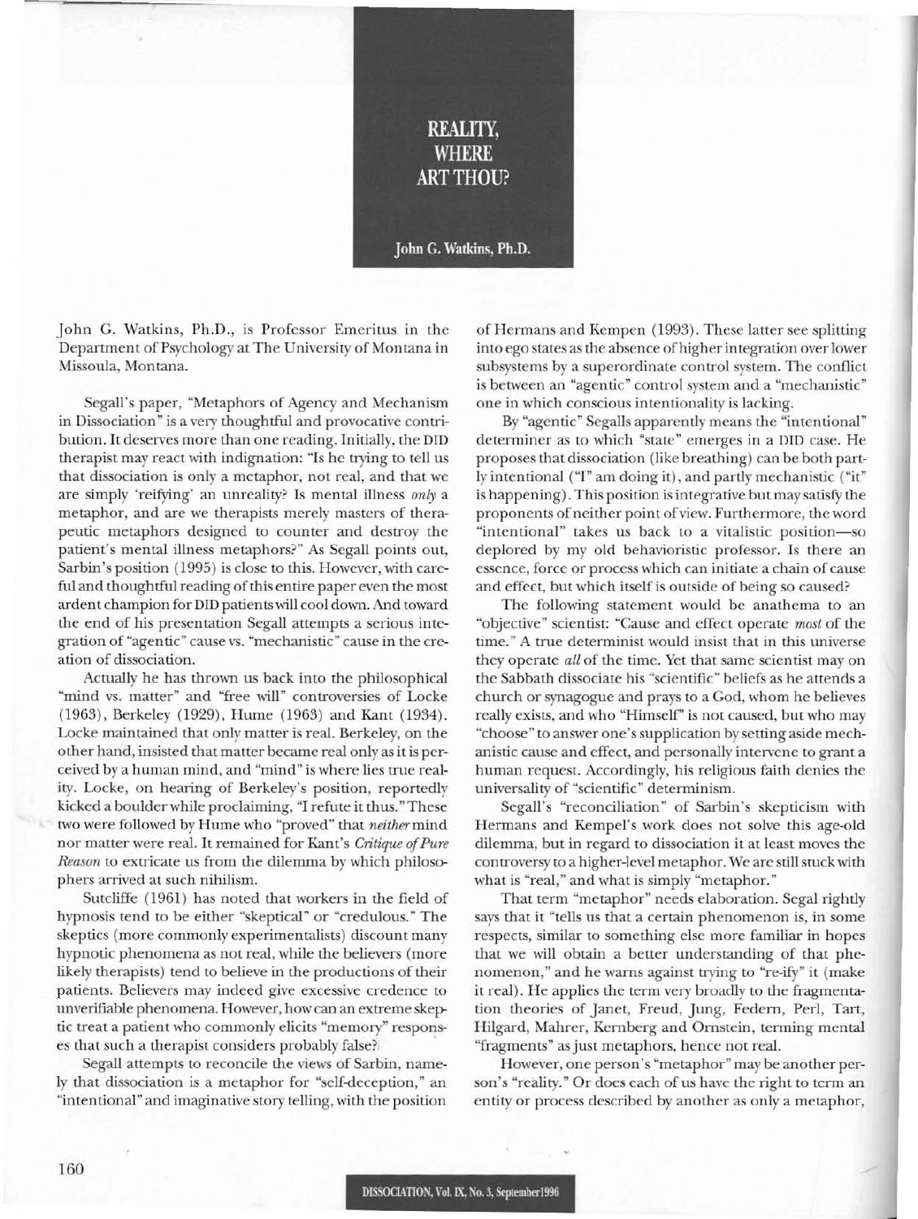# REALITY, WHERE ART THOU?

**John G. Watkins, Ph.D.**

John G. Watkins, Ph.D., is Professor Emeritus in the Department of Psychology at The University of Montana in Missoula, Montana.

Segall's paper, "Metaphors of Agency and Mechanism in Dissociation" is a very thoughtful and provocative contribution. It deserves more than one reading. Initially, the DID therapist may react with indignation: "Is he trying to tell us that dissociation is only a metaphor, not real, and that we are simply 'reifying' an unreality? Is mental illness *only* a metaphor, and are we therapists merely masters of therapeutic metaphors designed to counter and destroy the patient's mental illness metaphors?" As Segall points out, Sarbin's position (1995) is close to this. However, with careful and thoughtful reading of this entire paper even the most ardent champion for DID patients will cool down. And toward the end of his presentation Segall attempts a serious integration of "agentic" cause vs. "mechanistic" cause in the creation of dissociation.

Actually he has thrown us back into the philosophical "mind vs. matter" and "free will" controversies of Locke (1963), Berkeley (1929), Hume (1963) and Kant (1934). Locke maintained that only matter is real. Berkeley, on the other hand, insisted that matter became real only as it is perceived by a human mind, and "mind" is where lies true reality. Locke, on hearing of Berkeley's position, reportedly kicked a boulder while proclaiming, "I refute it thus." These two were followed by Hume who "proved" that *neither* mind nor matter were real. It remained for Kant's *Critique of Pure Reason* to extricate us from the dilemma by which philosophers arrived at such nihilism.

Sutcliffe (1961) has noted that workers in the field of hypnosis tend to be either "skeptical" or "credulous." The skeptics (more commonly experimentalists) discount many hypnotic phenomena as not real, while the believers (more likely therapists) tend to believe in the productions of their patients. Believers may indeed give excessive credence to unverifiable phenomena. However, how can an extreme skeptic treat a patient who commonly elicits "memory" responses that such a therapist considers probably false?

Segall attempts to reconcile the views of Sarbin, namely that dissociation is a metaphor for "self-deception," an "intentional" and imaginative story telling, with the position of Hermans and Kempen (1993). These latter see splitting into ego states as the absence of higher integration over lower subsystems by a superordinate control system. The conflict is between an "agentic" control system and a "mechanistic" one in which conscious intentionality is lacking.

By "agentic" Segalls apparently means the "intentional" determiner as to which "state" emerges in a DID case. He proposes that dissociation (like breathing) can be both partly intentional ("I" am doing it), and partly mechanistic ("it" is happening). This position is integrative but may satisfy the proponents of neither point of view. Furthermore, the word "intentional" takes us back to a vitalistic position—so deplored by my old behavioristic professor. Is there an essence, force or process which can initiate a chain of cause and effect, but which itself is outside of being so caused?

The following statement would be anathema to an "objective" scientist: "Cause and effect operate *most* of the time." A true determinist would insist that in this universe they operate *all* of the time. Yet that same scientist may on the Sabbath dissociate his "scientific" beliefs as he attends a church or synagogue and prays to a God, whom he believes really exists, and who "Himself" is not caused, but who may "choose" to answer one's supplication by setting aside mechanistic cause and effect, and personally intervene to grant a human request. Accordingly, his religious faith denies the universality of "scientific" determinism.

Segall's "reconciliation" of Sarbin's skepticism with Hermans and Kempel's work does not solve this age-old dilemma, but in regard to dissociation it at least moves the controversy to a higher-level metaphor. We are still stuck with what is "real," and what is simply "metaphor."

That term "metaphor" needs elaboration. Segal rightly says that it "tells us that a certain phenomenon is, in some respects, similar to something else more familiar in hopes that we will obtain a better understanding of that phenomenon," and he warns against trying to "re-ify" it (make it real). He applies the term very broadly to the fragmentation theories of Janet, Freud, Jung, Federn, Perl, Tart, Hilgard, Mahrer, Kernberg and Ornstein, terming mental "fragments" as just metaphors, hence not real.

However, one person's "metaphor" may be another person's "reality." Or does each of us have the right to term an entity or process described by another as only a metaphor,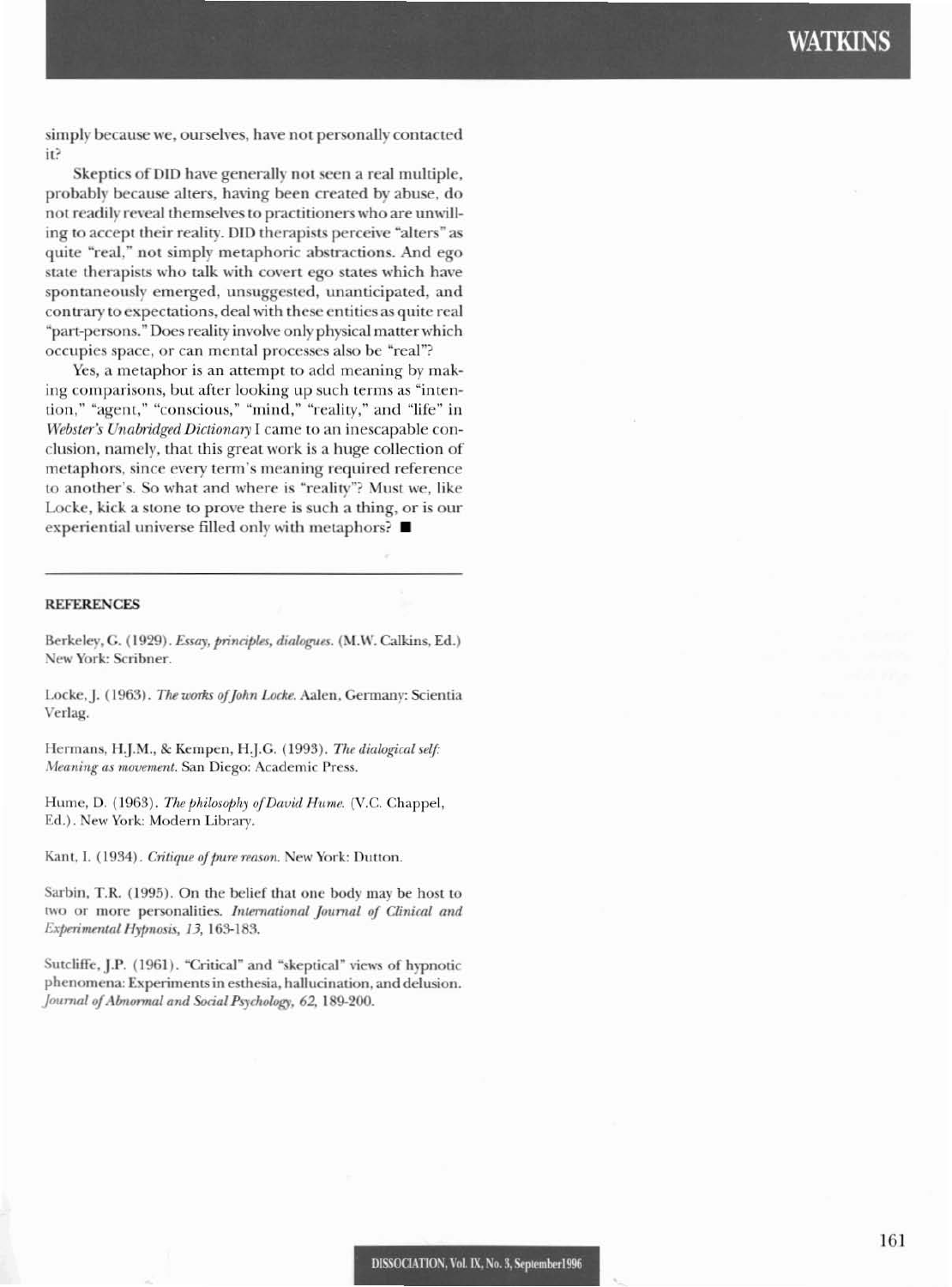simply because we, ourselves, have not personally contacted it?

Skeptics of DID have generally not seen a real multiple, probably because alters, having been created by abuse, do not readily reveal themselves to practitioners who are unwilling to accept their reality. DID therapists perceive "alters" as quite "real," not simply metaphoric abstractions. And ego state therapists who talk with covert ego states which have spontaneously emerged, unsuggested, unanticipated, and contrary to expectations, deal with these entities as quite real "part-persons." Does reality involve only physical matter which occupies space, or can mental processes also be "real"?

Yes, a metaphor is an attempt to add meaning by making comparisons, but after looking up such terms as "intention," "agent," "conscious," "mind," "reality," and "life" in *Webster's Unabridged Dictionary* I came to an inescapable conclusion, namely, that this great work is a huge collection of metaphors, since every term's meaning required reference to another's. So what and where is "reality"? Must we, like Locke, kick a stone to prove there is such a thing, or is our experiential universe filled only with metaphors? ■

---

**REFERENCES**

Berkeley, G. (1929). *Essay, principles, dialogues.* (M.W. Calkins, Ed.) New York: Scribner.

Locke, J. (1963). *The works of John Locke.* Aalen, Germany: Scientia Verlag.

Hermans, H.J.M., & Kempen, H.J.G. (1993). *The dialogical self: Meaning as movement.* San Diego: Academic Press.

Hume, D. (1963). *The philosophy of David Hume.* (V.C. Chappel, Ed.). New York: Modern Library.

Kant, I. (1934). *Critique of pure reason.* New York: Dutton.

Sarbin, T.R. (1995). On the belief that one body may be host to two or more personalities. *International Journal of Clinical and Experimental Hypnosis, 13,* 163-183.

Sutcliffe, J.P. (1961). "Critical" and "skeptical" views of hypnotic phenomena: Experiments in esthesia, hallucination, and delusion. *Journal of Abnormal and Social Psychology, 62,* 189-200.